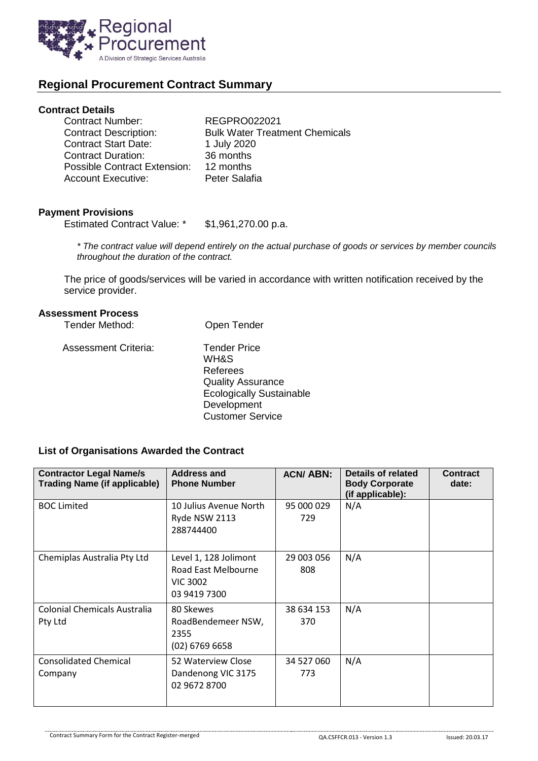## Regional Procurement Contract Summary

### Contract Details

Contract Number: REGPRO022021
Contract Description: Bulk Water Treatment Chemicals
Contract Start Date: 1 July 2020
Contract Duration: 36 months
Possible Contract Extension: 12 months
Account Executive: Peter Salafia

### Payment Provisions

Estimated Contract Value: * $1,961,270.00 p.a.

*\* The contract value will depend entirely on the actual purchase of goods or services by member councils throughout the duration of the contract.*

The price of goods/services will be varied in accordance with written notification received by the service provider.

### Assessment Process

Tender Method: Open Tender

Assessment Criteria:
- Tender Price
- WH&S
- Referees
- Quality Assurance
- Ecologically Sustainable Development
- Customer Service

### List of Organisations Awarded the Contract

| Contractor Legal Name/s Trading Name (if applicable) | Address and Phone Number | ACN/ ABN: | Details of related Body Corporate (if applicable): | Contract date: |
|---|---|---|---|---|
| BOC Limited | 10 Julius Avenue North Ryde NSW 2113 288744400 | 95 000 029 729 | N/A | |
| Chemiplas Australia Pty Ltd | Level 1, 128 Jolimont Road East Melbourne VIC 3002 03 9419 7300 | 29 003 056 808 | N/A | |
| Colonial Chemicals Australia Pty Ltd | 80 Skewes RoadBendemeer NSW, 2355 (02) 6769 6658 | 38 634 153 370 | N/A | |
| Consolidated Chemical Company | 52 Waterview Close Dandenong VIC 3175 02 9672 8700 | 34 527 060 773 | N/A | |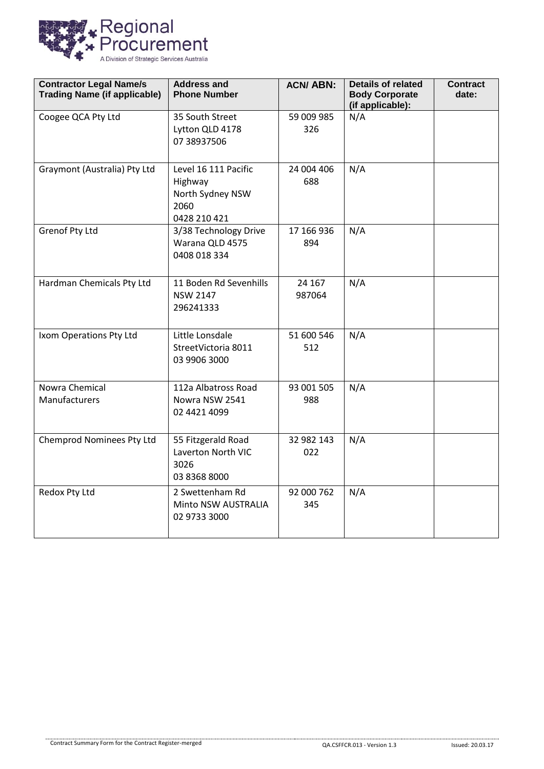| Contractor Legal Name/s Trading Name (if applicable) | Address and Phone Number | ACN/ ABN: | Details of related Body Corporate (if applicable): | Contract date: |
|---|---|---|---|---|
| Coogee QCA Pty Ltd | 35 South Street Lytton QLD 4178 07 38937506 | 59 009 985 326 | N/A | |
| Graymont (Australia) Pty Ltd | Level 16 111 Pacific Highway North Sydney NSW 2060 0428 210 421 | 24 004 406 688 | N/A | |
| Grenof Pty Ltd | 3/38 Technology Drive Warana QLD 4575 0408 018 334 | 17 166 936 894 | N/A | |
| Hardman Chemicals Pty Ltd | 11 Boden Rd Sevenhills NSW 2147 296241333 | 24 167 987064 | N/A | |
| Ixom Operations Pty Ltd | Little Lonsdale StreetVictoria 8011 03 9906 3000 | 51 600 546 512 | N/A | |
| Nowra Chemical Manufacturers | 112a Albatross Road Nowra NSW 2541 02 4421 4099 | 93 001 505 988 | N/A | |
| Chemprod Nominees Pty Ltd | 55 Fitzgerald Road Laverton North VIC 3026 03 8368 8000 | 32 982 143 022 | N/A | |
| Redox Pty Ltd | 2 Swettenham Rd Minto NSW AUSTRALIA 02 9733 3000 | 92 000 762 345 | N/A | |